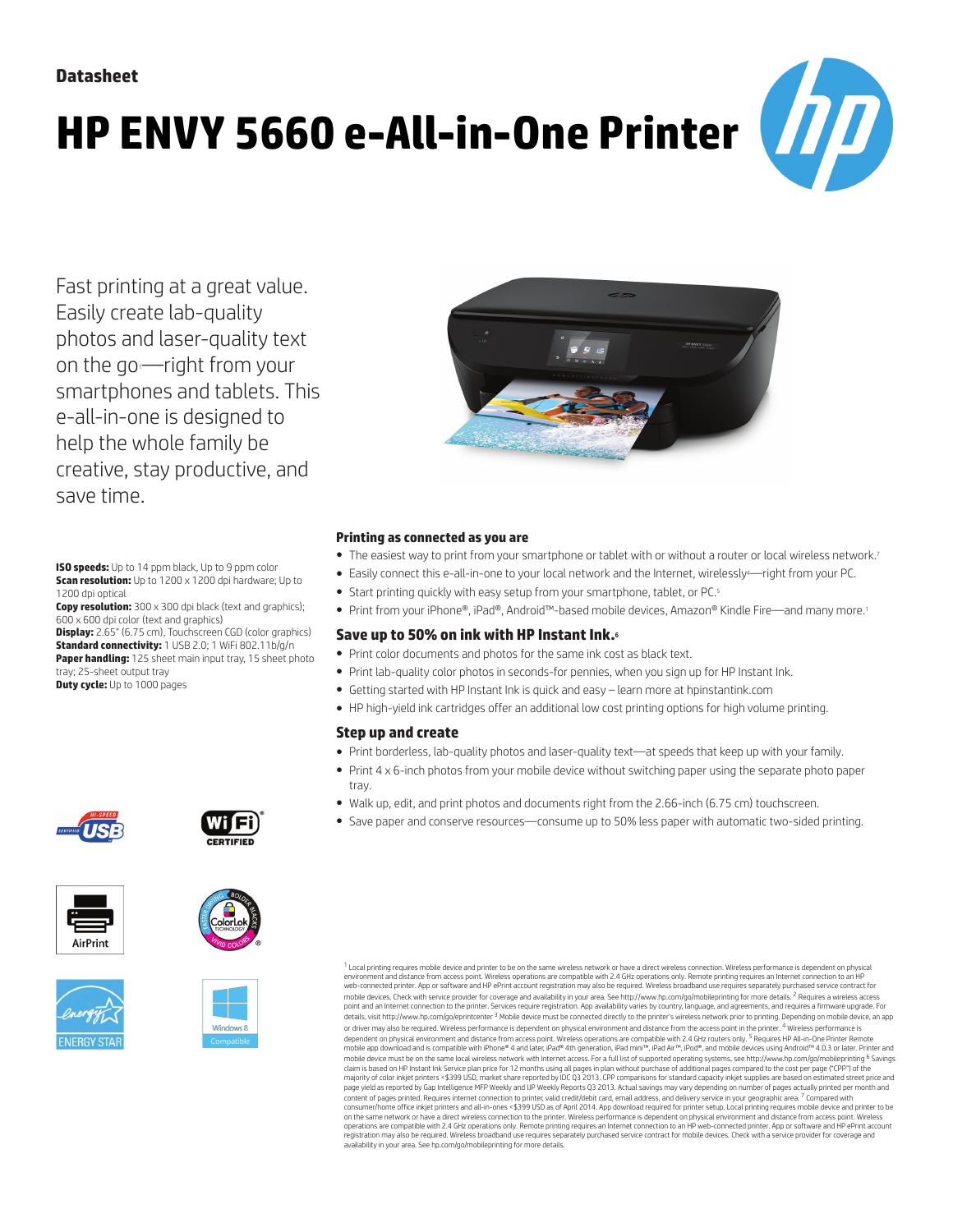Datasheet

# HP ENVY 5660 e-All-in-One Printer

Fast printing at a great value. Easily create lab-quality photos and laser-quality text on the go[1]—right from your smartphones and tablets. This e-all-in-one is designed to help the whole family be creative, stay productive, and save time.

**ISO speeds:** Up to 14 ppm black, Up to 9 ppm color
**Scan resolution:** Up to 1200 x 1200 dpi hardware; Up to 1200 dpi optical
**Copy resolution:** 300 x 300 dpi black (text and graphics); 600 x 600 dpi color (text and graphics)
**Display:** 2.65" (6.75 cm), Touchscreen CGD (color graphics)
**Standard connectivity:** 1 USB 2.0; 1 WiFi 802.11b/g/n
**Paper handling:** 125 sheet main input tray, 15 sheet photo tray; 25-sheet output tray
**Duty cycle:** Up to 1000 pages

## Printing as connected as you are

- The easiest way to print from your smartphone or tablet with or without a router or local wireless network.[7]
- Easily connect this e-all-in-one to your local network and the Internet, wirelessly[4]—right from your PC.
- Start printing quickly with easy setup from your smartphone, tablet, or PC.[5]
- Print from your iPhone®, iPad®, Android™-based mobile devices, Amazon® Kindle Fire—and many more.[1]

## Save up to 50% on ink with HP Instant Ink.[6]

- Print color documents and photos for the same ink cost as black text.
- Print lab-quality color photos in seconds-for pennies, when you sign up for HP Instant Ink.
- Getting started with HP Instant Ink is quick and easy – learn more at hpinstantink.com
- HP high-yield ink cartridges offer an additional low cost printing options for high volume printing.

## Step up and create

- Print borderless, lab-quality photos and laser-quality text—at speeds that keep up with your family.
- Print 4 x 6-inch photos from your mobile device without switching paper using the separate photo paper tray.
- Walk up, edit, and print photos and documents right from the 2.66-inch (6.75 cm) touchscreen.
- Save paper and conserve resources—consume up to 50% less paper with automatic two-sided printing.

[1] Local printing requires mobile device and printer to be on the same wireless network or have a direct wireless connection. Wireless performance is dependent on physical environment and distance from access point. Wireless operations are compatible with 2.4 GHz operations only. Remote printing requires an Internet connection to an HP web-connected printer. App or software and HP ePrint account registration may also be required. Wireless broadband use requires separately purchased service contract for mobile devices. Check with service provider for coverage and availability in your area. See http://www.hp.com/go/mobileprinting for more details. [2] Requires a wireless access point and an Internet connection to the printer. Services require registration. App availability varies by country, language, and agreements, and requires a firmware upgrade. For details, visit http://www.hp.com/go/eprintcenter [3] Mobile device must be connected directly to the printer's wireless network prior to printing. Depending on mobile device, an app or driver may also be required. Wireless performance is dependent on physical environment and distance from the access point in the printer. [4] Wireless performance is dependent on physical environment and distance from access point. Wireless operations are compatible with 2.4 GHz routers only. [5] Requires HP All-in-One Printer Remote mobile app download and is compatible with iPhone® 4 and later, iPad® 4th generation, iPad mini™, iPad Air™, iPod®, and mobile devices using Android™ 4.0.3 or later. Printer and mobile device must be on the same local wireless network with Internet access. For a full list of supported operating systems, see http://www.hp.com/go/mobileprinting [6] Savings claim is based on HP Instant Ink Service plan price for 12 months using all pages in plan without purchase of additional pages compared to the cost per page ("CPP") of the majority of color inkjet printers <$399 USD, market share reported by IDC Q3 2013. CPP comparisons for standard capacity inkjet supplies are based on estimated street price and page yield as reported by Gap Intelligence MFP Weekly and IJP Weekly Reports Q3 2013. Actual savings may vary depending on number of pages actually printed per month and content of pages printed. Requires internet connection to printer, valid credit/debit card, email address, and delivery service in your geographic area. [7] Compared with consumer/home office inkjet printers and all-in-ones <$399 USD as of April 2014. App download required for printer setup. Local printing requires mobile device and printer to be on the same network or have a direct wireless connection to the printer. Wireless performance is dependent on physical environment and distance from access point. Wireless operations are compatible with 2.4 GHz operations only. Remote printing requires an Internet connection to an HP web-connected printer. App or software and HP ePrint account registration may also be required. Wireless broadband use requires separately purchased service contract for mobile devices. Check with a service provider for coverage and availability in your area. See hp.com/go/mobileprinting for more details.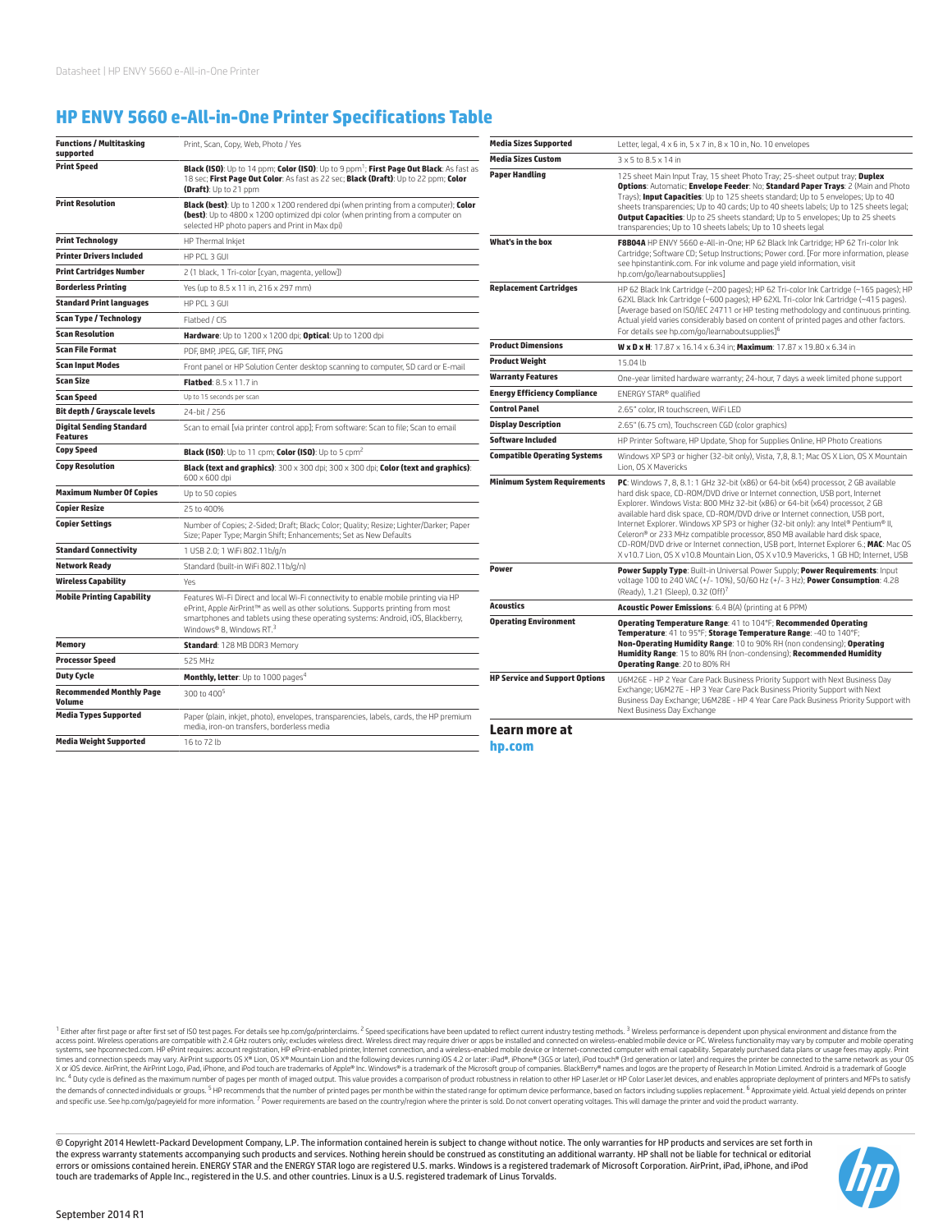# HP ENVY 5660 e-All-in-One Printer Specifications Table

| | |
|---|---|
| **Functions / Multitasking supported** | Print, Scan, Copy, Web, Photo / Yes |
| **Print Speed** | **Black (ISO)**: Up to 14 ppm; **Color (ISO)**: Up to 9 ppm[1]; **First Page Out Black**: As fast as 18 sec; **First Page Out Color**: As fast as 22 sec; **Black (Draft)**: Up to 22 ppm; **Color (Draft)**: Up to 21 ppm |
| **Print Resolution** | **Black (best)**: Up to 1200 x 1200 rendered dpi (when printing from a computer); **Color (best)**: Up to 4800 x 1200 optimized dpi color (when printing from a computer on selected HP photo papers and Print in Max dpi) |
| **Print Technology** | HP Thermal Inkjet |
| **Printer Drivers Included** | HP PCL 3 GUI |
| **Print Cartridges Number** | 2 (1 black, 1 Tri-color [cyan, magenta, yellow]) |
| **Borderless Printing** | Yes (up to 8.5 x 11 in, 216 x 297 mm) |
| **Standard Print languages** | HP PCL 3 GUI |
| **Scan Type / Technology** | Flatbed / CIS |
| **Scan Resolution** | **Hardware**: Up to 1200 x 1200 dpi; **Optical**: Up to 1200 dpi |
| **Scan File Format** | PDF, BMP, JPEG, GIF, TIFF, PNG |
| **Scan Input Modes** | Front panel or HP Solution Center desktop scanning to computer, SD card or E-mail |
| **Scan Size** | **Flatbed**: 8.5 x 11.7 in |
| **Scan Speed** | Up to 15 seconds per scan |
| **Bit depth / Grayscale levels** | 24-bit / 256 |
| **Digital Sending Standard Features** | Scan to email [via printer control app]; From software: Scan to file; Scan to email |
| **Copy Speed** | **Black (ISO)**: Up to 11 cpm; **Color (ISO)**: Up to 5 cpm[2] |
| **Copy Resolution** | **Black (text and graphics)**: 300 x 300 dpi; 300 x 300 dpi; **Color (text and graphics)**: 600 x 600 dpi |
| **Maximum Number Of Copies** | Up to 50 copies |
| **Copier Resize** | 25 to 400% |
| **Copier Settings** | Number of Copies; 2-Sided; Draft; Black; Color; Quality; Resize; Lighter/Darker; Paper Size; Paper Type; Margin Shift; Enhancements; Set as New Defaults |
| **Standard Connectivity** | 1 USB 2.0; 1 WiFi 802.11b/g/n |
| **Network Ready** | Standard (built-in WiFi 802.11b/g/n) |
| **Wireless Capability** | Yes |
| **Mobile Printing Capability** | Features Wi-Fi Direct and local Wi-Fi connectivity to enable mobile printing via HP ePrint, Apple AirPrint™ as well as other solutions. Supports printing from most smartphones and tablets using these operating systems: Android, iOS, Blackberry, Windows® 8, Windows RT.[3] |
| **Memory** | **Standard**: 128 MB DDR3 Memory |
| **Processor Speed** | 525 MHz |
| **Duty Cycle** | **Monthly, letter**: Up to 1000 pages[4] |
| **Recommended Monthly Page Volume** | 300 to 400[5] |
| **Media Types Supported** | Paper (plain, inkjet, photo), envelopes, transparencies, labels, cards, the HP premium media, iron-on transfers, borderless media |
| **Media Weight Supported** | 16 to 72 lb |
| **Media Sizes Supported** | Letter, legal, 4 x 6 in, 5 x 7 in, 8 x 10 in, No. 10 envelopes |
| **Media Sizes Custom** | 3 x 5 to 8.5 x 14 in |
| **Paper Handling** | 125 sheet Main Input Tray, 15 sheet Photo Tray; 25-sheet output tray; **Duplex Options**: Automatic; **Envelope Feeder**: No; **Standard Paper Trays**: 2 (Main and Photo Trays); **Input Capacities**: Up to 125 sheets standard; Up to 5 envelopes; Up to 40 sheets transparencies; Up to 40 cards; Up to 40 sheets labels; Up to 125 sheets legal; **Output Capacities**: Up to 25 sheets standard; Up to 5 envelopes; Up to 25 sheets transparencies; Up to 10 sheets labels; Up to 10 sheets legal |
| **What's in the box** | **F8B04A** HP ENVY 5660 e-All-in-One; HP 62 Black Ink Cartridge; HP 62 Tri-color Ink Cartridge; Software CD; Setup Instructions; Power cord. [For more information, please see hpinstantink.com. For ink volume and page yield information, visit hp.com/go/learnaboutsupplies] |
| **Replacement Cartridges** | HP 62 Black Ink Cartridge (~200 pages); HP 62 Tri-color Ink Cartridge (~165 pages); HP 62XL Black Ink Cartridge (~600 pages); HP 62XL Tri-color Ink Cartridge (~415 pages). [Average based on ISO/IEC 24711 or HP testing methodology and continuous printing. Actual yield varies considerably based on content of printed pages and other factors. For details see hp.com/go/learnaboutsupplies][6] |
| **Product Dimensions** | **W x D x H**: 17.87 x 16.14 x 6.34 in; **Maximum**: 17.87 x 19.80 x 6.34 in |
| **Product Weight** | 15.04 lb |
| **Warranty Features** | One-year limited hardware warranty; 24-hour, 7 days a week limited phone support |
| **Energy Efficiency Compliance** | ENERGY STAR® qualified |
| **Control Panel** | 2.65" color, IR touchscreen, WiFi LED |
| **Display Description** | 2.65" (6.75 cm), Touchscreen CGD (color graphics) |
| **Software Included** | HP Printer Software, HP Update, Shop for Supplies Online, HP Photo Creations |
| **Compatible Operating Systems** | Windows XP SP3 or higher (32-bit only), Vista, 7,8, 8.1; Mac OS X Lion, OS X Mountain Lion, OS X Mavericks |
| **Minimum System Requirements** | **PC**: Windows 7, 8, 8.1: 1 GHz 32-bit (x86) or 64-bit (x64) processor, 2 GB available hard disk space, CD-ROM/DVD drive or Internet connection, USB port, Internet Explorer. Windows Vista: 800 MHz 32-bit (x86) or 64-bit (x64) processor, 2 GB available hard disk space, CD-ROM/DVD drive or Internet connection, USB port, Internet Explorer. Windows XP SP3 or higher (32-bit only): any Intel® Pentium® II, Celeron® or 233 MHz compatible processor, 850 MB available hard disk space, CD-ROM/DVD drive or Internet connection, USB port, Internet Explorer 6.; **MAC**: Mac OS X v10.7 Lion, OS X v10.8 Mountain Lion, OS X v10.9 Mavericks, 1 GB HD; Internet, USB |
| **Power** | **Power Supply Type**: Built-in Universal Power Supply; **Power Requirements**: Input voltage 100 to 240 VAC (+/- 10%), 50/60 Hz (+/- 3 Hz); **Power Consumption**: 4.28 (Ready), 1.21 (Sleep), 0.32 (Off)[7] |
| **Acoustics** | **Acoustic Power Emissions**: 6.4 B(A) (printing at 6 PPM) |
| **Operating Environment** | **Operating Temperature Range**: 41 to 104°F; **Recommended Operating Temperature**: 41 to 95°F; **Storage Temperature Range**: -40 to 140°F; **Non-Operating Humidity Range**: 10 to 90% RH (non condensing); **Operating Humidity Range**: 15 to 80% RH (non-condensing); **Recommended Humidity Operating Range**: 20 to 80% RH |
| **HP Service and Support Options** | U6M26E - HP 2 Year Care Pack Business Priority Support with Next Business Day Exchange; U6M27E - HP 3 Year Care Pack Business Priority Support with Next Business Day Exchange; U6M28E - HP 4 Year Care Pack Business Priority Support with Next Business Day Exchange |

**Learn more at**
**hp.com**

[1] Either after first page or after first set of ISO test pages. For details see hp.com/go/printerclaims. [2] Speed specifications have been updated to reflect current industry testing methods. [3] Wireless performance is dependent upon physical environment and distance from the access point. Wireless operations are compatible with 2.4 GHz routers only; excludes wireless direct. Wireless direct may require driver or apps be installed and connected on wireless-enabled mobile device or PC. Wireless functionality may vary by computer and mobile operating systems, see hpconnected.com. HP ePrint requires: account registration, HP ePrint-enabled printer, Internet connection, and a wireless-enabled mobile device or Internet-connected computer with email capability. Separately purchased data plans or usage fees may apply. Print times and connection speeds may vary. AirPrint supports OS X® Lion, OS X® Mountain Lion and the following devices running iOS 4.2 or later: iPad®, iPhone® (3GS or later), iPod touch® (3rd generation or later) and requires the printer be connected to the same network as your OS X or iOS device. AirPrint, the AirPrint Logo, iPad, iPhone, and iPod touch are trademarks of Apple® Inc. Windows® is a trademark of the Microsoft group of companies. BlackBerry® names and logos are the property of Research In Motion Limited. Android is a trademark of Google Inc. [4] Duty cycle is defined as the maximum number of pages per month of imaged output. This value provides a comparison of product robustness in relation to other HP LaserJet or HP Color LaserJet devices, and enables appropriate deployment of printers and MFPs to satisfy the demands of connected individuals or groups. [5] HP recommends that the number of printed pages per month be within the stated range for optimum device performance, based on factors including supplies replacement. [6] Approximate yield. Actual yield depends on printer and specific use. See hp.com/go/pageyield for more information. [7] Power requirements are based on the country/region where the printer is sold. Do not convert operating voltages. This will damage the printer and void the product warranty.

© Copyright 2014 Hewlett-Packard Development Company, L.P. The information contained herein is subject to change without notice. The only warranties for HP products and services are set forth in the express warranty statements accompanying such products and services. Nothing herein should be construed as constituting an additional warranty. HP shall not be liable for technical or editorial errors or omissions contained herein. ENERGY STAR and the ENERGY STAR logo are registered U.S. marks. Windows is a registered trademark of Microsoft Corporation. AirPrint, iPad, iPhone, and iPod touch are trademarks of Apple Inc., registered in the U.S. and other countries. Linux is a U.S. registered trademark of Linus Torvalds.

September 2014 R1